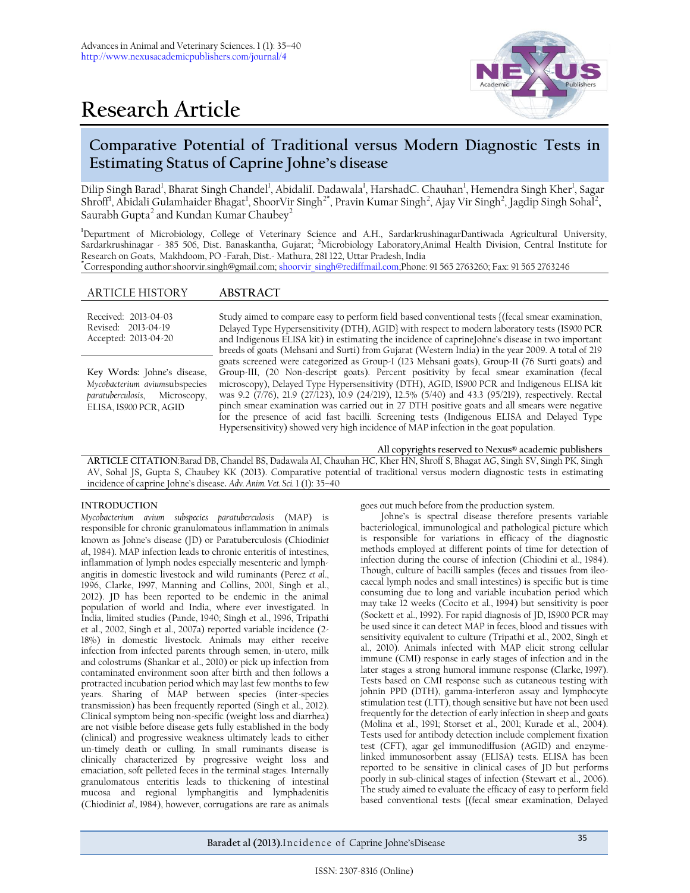Advances in Animal and Veterinary Sciences. 1 (1): 35–40
http://www.nexusacademicpublishers.com/journal/4

# Research Article

## Comparative Potential of Traditional versus Modern Diagnostic Tests in Estimating Status of Caprine Johne's disease

Dilip Singh Barad[1], Bharat Singh Chandel[1], AbidaliI. Dadawala[1], HarshadC. Chauhan[1], Hemendra Singh Kher[1], Sagar Shroff[1], Abidali Gulamhaider Bhagat[1], ShoorVir Singh[2*], Pravin Kumar Singh[2], Ajay Vir Singh[2], Jagdip Singh Sohal[2], Saurabh Gupta[2] and Kundan Kumar Chaubey[2]

[1]Department of Microbiology, College of Veterinary Science and A.H., SardarkrushinagarDantiwada Agricultural University, Sardarkrushinagar - 385 506, Dist. Banaskantha, Gujarat; [2]Microbiology Laboratory,Animal Health Division, Central Institute for Research on Goats, Makhdoom, PO -Farah, Dist.- Mathura, 281 122, Uttar Pradesh, India
[*]Corresponding author:shoorvir.singh@gmail.com; shoorvir_singh@rediffmail.com;Phone: 91 565 2763260; Fax: 91 565 2763246

**ARTICLE HISTORY**

Received: 2013-04-03
Revised: 2013-04-19
Accepted: 2013-04-20

**Key Words:** Johne's disease, *Mycobacterium avium*subspecies *paratuberculosis*, Microscopy, ELISA, IS*900* PCR, AGID

**ABSTRACT**

Study aimed to compare easy to perform field based conventional tests {(fecal smear examination, Delayed Type Hypersensitivity (DTH), AGID} with respect to modern laboratory tests (IS*900* PCR and Indigenous ELISA kit) in estimating the incidence of caprineJohne's disease in two important breeds of goats (Mehsani and Surti) from Gujarat (Western India) in the year 2009. A total of 219 goats screened were categorized as Group-I (123 Mehsani goats), Group-II (76 Surti goats) and Group-III, (20 Non-descript goats). Percent positivity by fecal smear examination (fecal microscopy), Delayed Type Hypersensitivity (DTH), AGID, IS*900* PCR and Indigenous ELISA kit was 9.2 (7/76), 21.9 (27/123), 10.9 (24/219), 12.5% (5/40) and 43.3 (95/219), respectively. Rectal pinch smear examination was carried out in 27 DTH positive goats and all smears were negative for the presence of acid fast bacilli. Screening tests (Indigenous ELISA and Delayed Type Hypersensitivity) showed very high incidence of MAP infection in the goat population.

All copyrights reserved to Nexus® academic publishers

**ARTICLE CITATION**:Barad DB, Chandel BS, Dadawala AI, Chauhan HC, Kher HN, Shroff S, Bhagat AG, Singh SV, Singh PK, Singh AV, Sohal JS, Gupta S, Chaubey KK (2013). Comparative potential of traditional versus modern diagnostic tests in estimating incidence of caprine Johne's disease. *Adv. Anim. Vet. Sci.* 1 (1): 35–40

### INTRODUCTION

*Mycobacterium avium subspecies paratuberculosis* (MAP) is responsible for chronic granulomatous inflammation in animals known as Johne's disease (JD) or Paratuberculosis (Chiodini*et al.*, 1984). MAP infection leads to chronic enteritis of intestines, inflammation of lymph nodes especially mesenteric and lymph-angitis in domestic livestock and wild ruminants (Perez *et al*., 1996, Clarke, 1997, Manning and Collins, 2001, Singh et al., 2012). JD has been reported to be endemic in the animal population of world and India, where ever investigated. In India, limited studies (Pande, 1940; Singh et al., 1996, Tripathi et al., 2002, Singh et al., 2007a) reported variable incidence (2-18%) in domestic livestock. Animals may either receive infection from infected parents through semen, in-utero, milk and colostrums (Shankar et al., 2010) or pick up infection from contaminated environment soon after birth and then follows a protracted incubation period which may last few months to few years. Sharing of MAP between species (inter-species transmission) has been frequently reported (Singh et al., 2012). Clinical symptom being non-specific (weight loss and diarrhea) are not visible before disease gets fully established in the body (clinical) and progressive weakness ultimately leads to either un-timely death or culling. In small ruminants disease is clinically characterized by progressive weight loss and emaciation, soft pelleted feces in the terminal stages. Internally granulomatous enteritis leads to thickening of intestinal mucosa and regional lymphangitis and lymphadenitis (Chiodini*et al*., 1984), however, corrugations are rare as animals goes out much before from the production system.

Johne's is spectral disease therefore presents variable bacteriological, immunological and pathological picture which is responsible for variations in efficacy of the diagnostic methods employed at different points of time for detection of infection during the course of infection (Chiodini et al., 1984). Though, culture of bacilli samples (feces and tissues from ileo-caecal lymph nodes and small intestines) is specific but is time consuming due to long and variable incubation period which may take 12 weeks (Cocito et al., 1994) but sensitivity is poor (Sockett et al., 1992). For rapid diagnosis of JD, IS*900* PCR may be used since it can detect MAP in feces, blood and tissues with sensitivity equivalent to culture (Tripathi et al., 2002, Singh et al., 2010). Animals infected with MAP elicit strong cellular immune (CMI) response in early stages of infection and in the later stages a strong humoral immune response (Clarke, 1997). Tests based on CMI response such as cutaneous testing with johnin PPD (DTH), gamma-interferon assay and lymphocyte stimulation test (LTT), though sensitive but have not been used frequently for the detection of early infection in sheep and goats (Molina et al., 1991; Storset et al., 2001; Kurade et al., 2004). Tests used for antibody detection include complement fixation test (CFT), agar gel immunodiffusion (AGID) and enzyme-linked immunosorbent assay (ELISA) tests. ELISA has been reported to be sensitive in clinical cases of JD but performs poorly in sub-clinical stages of infection (Stewart et al., 2006). The study aimed to evaluate the efficacy of easy to perform field based conventional tests {(fecal smear examination, Delayed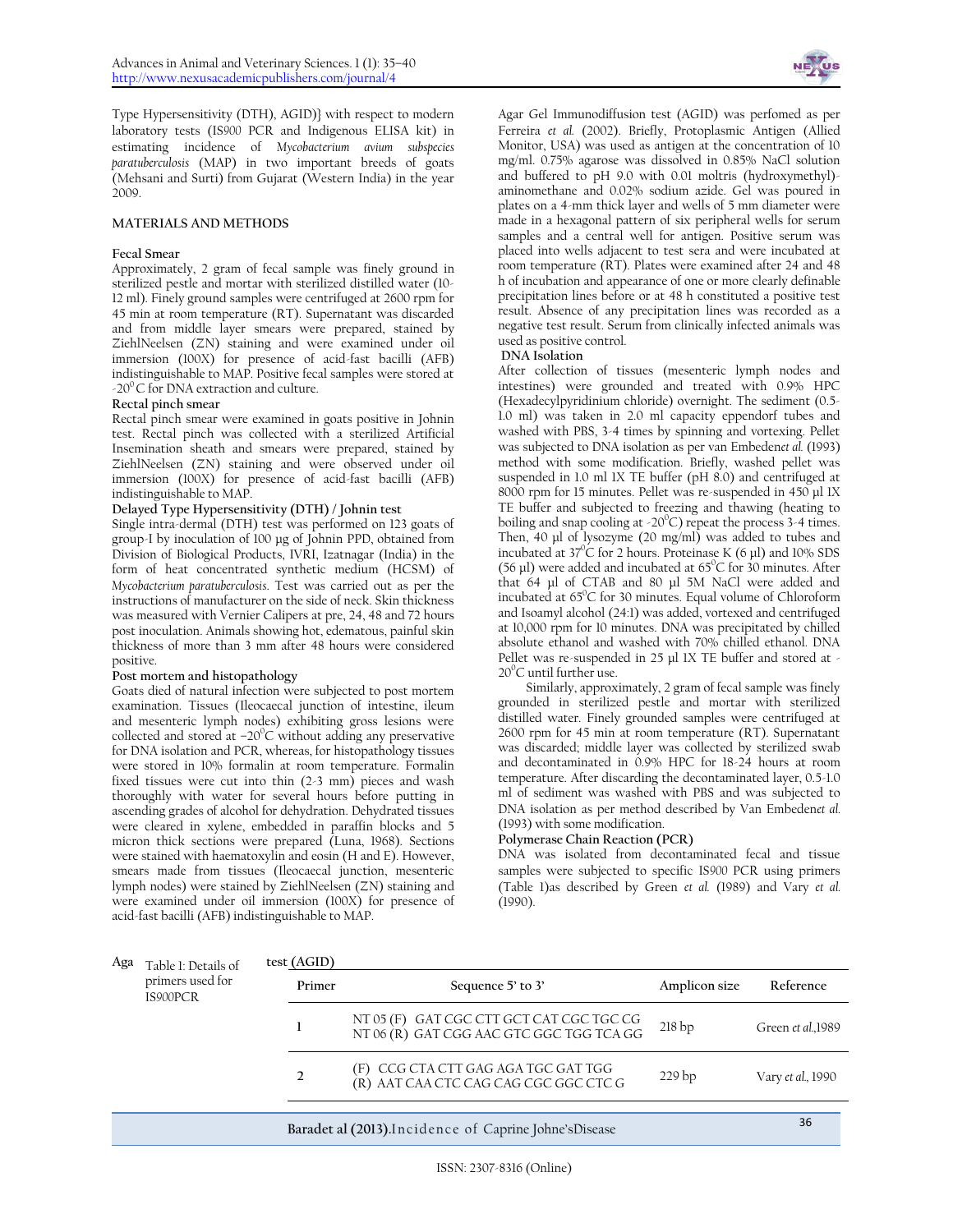Type Hypersensitivity (DTH), AGID)} with respect to modern laboratory tests (IS*900* PCR and Indigenous ELISA kit) in estimating incidence of *Mycobacterium avium subspecies paratuberculosis* (MAP) in two important breeds of goats (Mehsani and Surti) from Gujarat (Western India) in the year 2009.

## MATERIALS AND METHODS

### Fecal Smear

Approximately, 2 gram of fecal sample was finely ground in sterilized pestle and mortar with sterilized distilled water (10-12 ml). Finely ground samples were centrifuged at 2600 rpm for 45 min at room temperature (RT). Supernatant was discarded and from middle layer smears were prepared, stained by ZiehlNeelsen (ZN) staining and were examined under oil immersion (100X) for presence of acid-fast bacilli (AFB) indistinguishable to MAP. Positive fecal samples were stored at -20$^0$C for DNA extraction and culture.

### Rectal pinch smear

Rectal pinch smear were examined in goats positive in Johnin test. Rectal pinch was collected with a sterilized Artificial Insemination sheath and smears were prepared, stained by ZiehlNeelsen (ZN) staining and were observed under oil immersion (100X) for presence of acid-fast bacilli (AFB) indistinguishable to MAP.

### Delayed Type Hypersensitivity (DTH) / Johnin test

Single intra-dermal (DTH) test was performed on 123 goats of group-I by inoculation of 100 µg of Johnin PPD, obtained from Division of Biological Products, IVRI, Izatnagar (India) in the form of heat concentrated synthetic medium (HCSM) of *Mycobacterium paratuberculosis*. Test was carried out as per the instructions of manufacturer on the side of neck. Skin thickness was measured with Vernier Calipers at pre, 24, 48 and 72 hours post inoculation. Animals showing hot, edematous, painful skin thickness of more than 3 mm after 48 hours were considered positive.

### Post mortem and histopathology

Goats died of natural infection were subjected to post mortem examination. Tissues (Ileocaecal junction of intestine, ileum and mesenteric lymph nodes) exhibiting gross lesions were collected and stored at −20$^0$C without adding any preservative for DNA isolation and PCR, whereas, for histopathology tissues were stored in 10% formalin at room temperature. Formalin fixed tissues were cut into thin (2-3 mm) pieces and wash thoroughly with water for several hours before putting in ascending grades of alcohol for dehydration. Dehydrated tissues were cleared in xylene, embedded in paraffin blocks and 5 micron thick sections were prepared (Luna, 1968). Sections were stained with haematoxylin and eosin (H and E). However, smears made from tissues (Ileocaecal junction, mesenteric lymph nodes) were stained by ZiehlNeelsen (ZN) staining and were examined under oil immersion (100X) for presence of acid-fast bacilli (AFB) indistinguishable to MAP.

### Agar Gel Immunodiffusion test (AGID)

Agar Gel Immunodiffusion test (AGID) was perfomed as per Ferreira *et al.* (2002). Briefly, Protoplasmic Antigen (Allied Monitor, USA) was used as antigen at the concentration of 10 mg/ml. 0.75% agarose was dissolved in 0.85% NaCl solution and buffered to pH 9.0 with 0.01 moltris (hydroxymethyl)-aminomethane and 0.02% sodium azide. Gel was poured in plates on a 4-mm thick layer and wells of 5 mm diameter were made in a hexagonal pattern of six peripheral wells for serum samples and a central well for antigen. Positive serum was placed into wells adjacent to test sera and were incubated at room temperature (RT). Plates were examined after 24 and 48 h of incubation and appearance of one or more clearly definable precipitation lines before or at 48 h constituted a positive test result. Absence of any precipitation lines was recorded as a negative test result. Serum from clinically infected animals was used as positive control.

### DNA Isolation

After collection of tissues (mesenteric lymph nodes and intestines) were grounded and treated with 0.9% HPC (Hexadecylpyridinium chloride) overnight. The sediment (0.5-1.0 ml) was taken in 2.0 ml capacity eppendorf tubes and washed with PBS, 3-4 times by spinning and vortexing. Pellet was subjected to DNA isolation as per van Embeden*et al.* (1993) method with some modification. Briefly, washed pellet was suspended in 1.0 ml 1X TE buffer (pH 8.0) and centrifuged at 8000 rpm for 15 minutes. Pellet was re-suspended in 450 µl 1X TE buffer and subjected to freezing and thawing (heating to boiling and snap cooling at -20$^0$C) repeat the process 3-4 times. Then, 40 µl of lysozyme (20 mg/ml) was added to tubes and incubated at 37$^0$C for 2 hours. Proteinase K (6 µl) and 10% SDS (56 µl) were added and incubated at 65$^0$C for 30 minutes. After that 64 µl of CTAB and 80 µl 5M NaCl were added and incubated at 65$^0$C for 30 minutes. Equal volume of Chloroform and Isoamyl alcohol (24:1) was added, vortexed and centrifuged at 10,000 rpm for 10 minutes. DNA was precipitated by chilled absolute ethanol and washed with 70% chilled ethanol. DNA Pellet was re-suspended in 25 µl 1X TE buffer and stored at -20$^0$C until further use.

Similarly, approximately, 2 gram of fecal sample was finely grounded in sterilized pestle and mortar with sterilized distilled water. Finely grounded samples were centrifuged at 2600 rpm for 45 min at room temperature (RT). Supernatant was discarded; middle layer was collected by sterilized swab and decontaminated in 0.9% HPC for 18-24 hours at room temperature. After discarding the decontaminated layer, 0.5-1.0 ml of sediment was washed with PBS and was subjected to DNA isolation as per method described by Van Embeden*et al.* (1993) with some modification.

### Polymerase Chain Reaction (PCR)

DNA was isolated from decontaminated fecal and tissue samples were subjected to specific IS*900* PCR using primers (Table 1)as described by Green *et al.* (1989) and Vary *et al.* (1990).

Table 1: Details of primers used for IS900PCR

| Primer | Sequence 5' to 3' | Amplicon size | Reference |
|---|---|---|---|
| 1 | NT 05 (F) GAT CGC CTT GCT CAT CGC TGC CG<br>NT 06 (R) GAT CGG AAC GTC GGC TGG TCA GG | 218 bp | Green *et al.*,1989 |
| 2 | (F) CCG CTA CTT GAG AGA TGC GAT TGG<br>(R) AAT CAA CTC CAG CAG CGC GGC CTC G | 229 bp | Vary *et al.*, 1990 |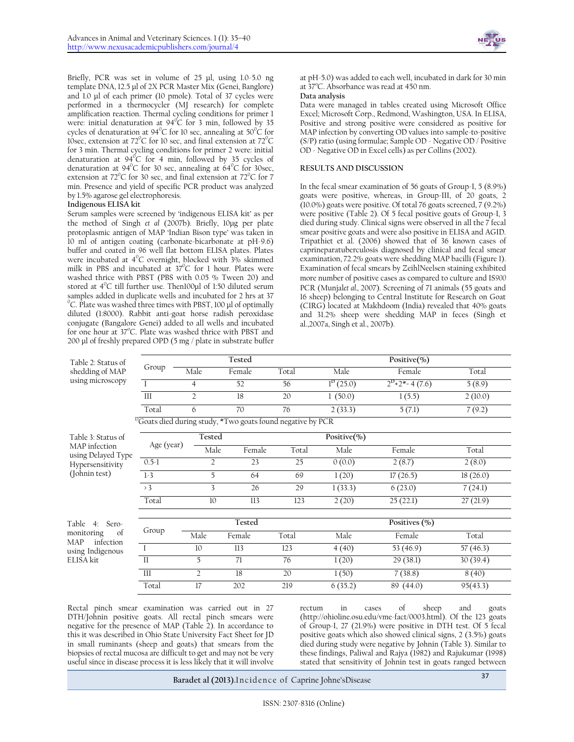Briefly, PCR was set in volume of 25 µl, using 1.0-5.0 ng template DNA, 12.5 µl of 2X PCR Master Mix (Genei, Banglore) and 1.0 µl of each primer (10 pmole). Total of 37 cycles were performed in a thermocycler (MJ research) for complete amplification reaction. Thermal cycling conditions for primer 1 were: initial denaturation at 94$^0$C for 3 min, followed by 35 cycles of denaturation at 94$^0$C for 10 sec, annealing at 50$^0$C for 10sec, extension at 72$^0$C for 10 sec, and final extension at 72$^0$C for 3 min. Thermal cycling conditions for primer 2 were: initial denaturation at 94$^0$C for 4 min, followed by 35 cycles of denaturation at 94$^0$C for 30 sec, annealing at 64$^0$C for 30sec, extension at 72$^0$C for 30 sec, and final extension at 72$^0$C for 7 min. Presence and yield of specific PCR product was analyzed by 1.5% agarose gel electrophoresis.

**Indigenous ELISA kit**

Serum samples were screened by 'indigenous ELISA kit' as per the method of Singh *et al* (2007b). Briefly, 10µg per plate protoplasmic antigen of MAP 'Indian Bison type' was taken in 10 ml of antigen coating (carbonate-bicarbonate at pH-9.6) buffer and coated in 96 well flat bottom ELISA plates. Plates were incubated at 4$^0$C overnight, blocked with 3% skimmed milk in PBS and incubated at 37$^0$C for 1 hour. Plates were washed thrice with PBST (PBS with 0.05 % Tween 20) and stored at 4$^0$C till further use. Then100µl of 1:50 diluted serum samples added in duplicate wells and incubated for 2 hrs at 37 $^0$C. Plate was washed three times with PBST, 100 µl of optimally diluted (1:8000). Rabbit anti-goat horse radish peroxidase conjugate (Bangalore Genei) added to all wells and incubated for one hour at 37$^o$C. Plate was washed thrice with PBST and 200 µl of freshly prepared OPD (5 mg / plate in substrate buffer at pH-5.0) was added to each well, incubated in dark for 30 min at 37$^o$C. Absorbance was read at 450 nm.

**Data analysis**

Data were managed in tables created using Microsoft Office Excel; Microsoft Corp., Redmond, Washington, USA. In ELISA, Positive and strong positive were considered as positive for MAP infection by converting OD values into sample-to-positive (S/P) ratio (using formulae; Sample OD - Negative OD / Positive OD - Negative OD in Excel cells) as per Collins (2002).

## RESULTS AND DISCUSSION

In the fecal smear examination of 56 goats of Group-I, 5 (8.9%) goats were positive, whereas, in Group-III, of 20 goats, 2 (10.0%) goats were positive. Of total 76 goats screened, 7 (9.2%) were positive (Table 2). Of 5 fecal positive goats of Group-I, 3 died during study. Clinical signs were observed in all the 7 fecal smear positive goats and were also positive in ELISA and AGID. Tripathiet et al. (2006) showed that of 36 known cases of capripneparatuberculosis diagnosed by clinical and fecal smear examination, 72.2% goats were shedding MAP bacilli (Figure 1). Examination of fecal smears by ZeihlNeelsen staining exhibited more number of positive cases as compared to culture and IS900 PCR (Munjal*et al*., 2007). Screening of 71 animals (55 goats and 16 sheep) belonging to Central Institute for Research on Goat (CIRG) located at Makhdoom (India) revealed that 40% goats and 31.2% sheep were shedding MAP in feces (Singh et al.,2007a, Singh et al., 2007b).

Table 2: Status of shedding of MAP using microscopy

| Group | Tested | | | Positive(%) | | |
|---|---|---|---|---|---|---|
| | Male | Female | Total | Male | Female | Total |
| I | 4 | 52 | 56 | 1$^D$ (25.0) | 2$^D$+2*= 4 (7.6) | 5 (8.9) |
| III | 2 | 18 | 20 | 1 (50.0) | 1 (5.5) | 2 (10.0) |
| Total | 6 | 70 | 76 | 2 (33.3) | 5 (7.1) | 7 (9.2) |

$^D$Goats died during study, *Two goats found negative by PCR

Table 3: Status of MAP infection using Delayed Type Hypersensitivity (Johnin test)

| Age (year) | Tested | | | Positive(%) | | |
|---|---|---|---|---|---|---|
| | Male | Female | Total | Male | Female | Total |
| 0.5-1 | 2 | 23 | 25 | 0 (0.0) | 2 (8.7) | 2 (8.0) |
| 1-3 | 5 | 64 | 69 | 1 (20) | 17 (26.5) | 18 (26.0) |
| > 3 | 3 | 26 | 29 | 1 (33.3) | 6 (23.0) | 7 (24.1) |
| Total | 10 | 113 | 123 | 2 (20) | 25 (22.1) | 27 (21.9) |

Table 4: Sero-monitoring of MAP infection using Indigenous ELISA kit

| Group | Tested | | | Positives (%) | | |
|---|---|---|---|---|---|---|
| | Male | Female | Total | Male | Female | Total |
| I | 10 | 113 | 123 | 4 (40) | 53 (46.9) | 57 (46.3) |
| II | 5 | 71 | 76 | 1 (20) | 29 (38.1) | 30 (39.4) |
| III | 2 | 18 | 20 | 1 (50) | 7 (38.8) | 8 (40) |
| Total | 17 | 202 | 219 | 6 (35.2) | 89 (44.0) | 95(43.3) |

Rectal pinch smear examination was carried out in 27 DTH/Johnin positive goats. All rectal pinch smears were negative for the presence of MAP (Table 2). In accordance to this it was described in Ohio State University Fact Sheet for JD in small ruminants (sheep and goats) that smears from the biopsies of rectal mucosa are difficult to get and may not be very useful since in disease process it is less likely that it will involve rectum in cases of sheep and goats (http://ohioline.osu.edu/vme-fact/0003.html). Of the 123 goats of Group-I, 27 (21.9%) were positive in DTH test. Of 5 fecal positive goats which also showed clinical signs, 2 (3.5%) goats died during study were negative by Johnin (Table 3). Similar to these findings, Paliwal and Rajya (1982) and Rajukumar (1998) stated that sensitivity of Johnin test in goats ranged between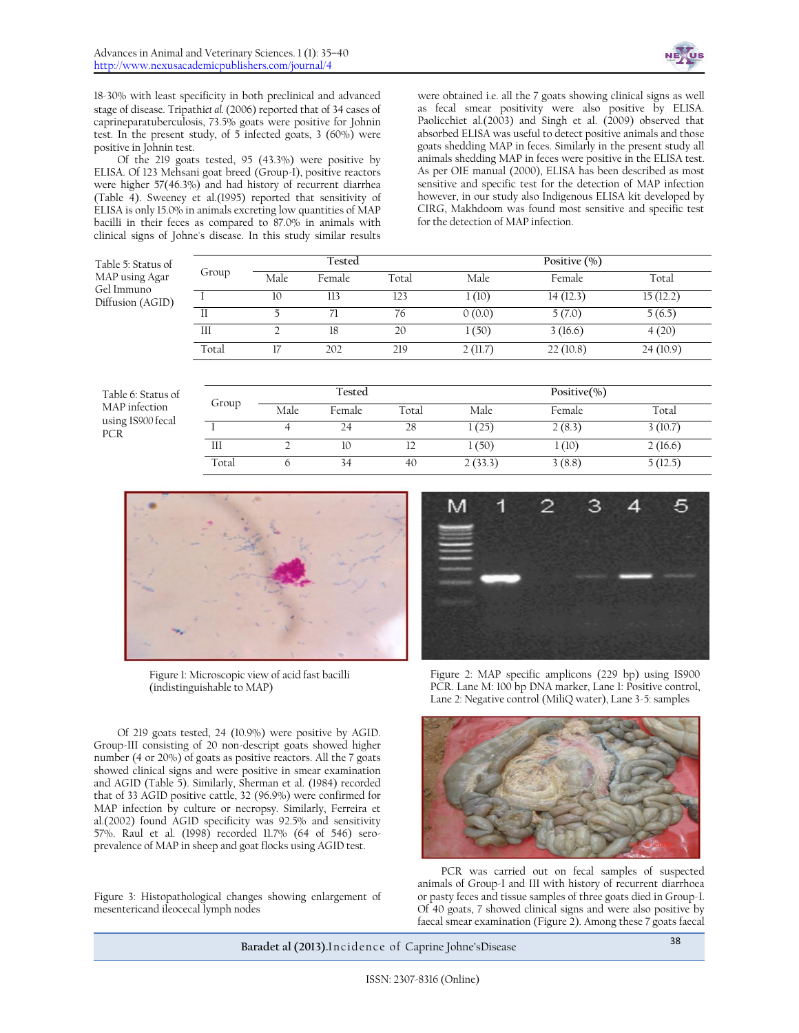18-30% with least specificity in both preclinical and advanced stage of disease. Tripathi *et al.* (2006) reported that of 34 cases of caprineparatuberculosis, 73.5% goats were positive for Johnin test. In the present study, of 5 infected goats, 3 (60%) were positive in Johnin test.

Of the 219 goats tested, 95 (43.3%) were positive by ELISA. Of 123 Mehsani goat breed (Group-I), positive reactors were higher 57(46.3%) and had history of recurrent diarrhea (Table 4). Sweeney et al.(1995) reported that sensitivity of ELISA is only 15.0% in animals excreting low quantities of MAP bacilli in their feces as compared to 87.0% in animals with clinical signs of Johne's disease. In this study similar results were obtained i.e. all the 7 goats showing clinical signs as well as fecal smear positivity were also positive by ELISA. Paolicchiet al.(2003) and Singh et al. (2009) observed that absorbed ELISA was useful to detect positive animals and those goats shedding MAP in feces. Similarly in the present study all animals shedding MAP in feces were positive in the ELISA test. As per OIE manual (2000), ELISA has been described as most sensitive and specific test for the detection of MAP infection however, in our study also Indigenous ELISA kit developed by CIRG, Makhdoom was found most sensitive and specific test for the detection of MAP infection.

Table 5: Status of MAP using Agar Gel Immuno Diffusion (AGID)

| Group | Tested | | | Positive (%) | | |
|---|---|---|---|---|---|---|
| | Male | Female | Total | Male | Female | Total |
| I | 10 | 113 | 123 | 1 (10) | 14 (12.3) | 15 (12.2) |
| II | 5 | 71 | 76 | 0 (0.0) | 5 (7.0) | 5 (6.5) |
| III | 2 | 18 | 20 | 1 (50) | 3 (16.6) | 4 (20) |
| Total | 17 | 202 | 219 | 2 (11.7) | 22 (10.8) | 24 (10.9) |

Table 6: Status of MAP infection using IS900 fecal PCR

| Group | Tested | | | Positive(%) | | |
|---|---|---|---|---|---|---|
| | Male | Female | Total | Male | Female | Total |
| I | 4 | 24 | 28 | 1 (25) | 2 (8.3) | 3 (10.7) |
| III | 2 | 10 | 12 | 1 (50) | 1 (10) | 2 (16.6) |
| Total | 6 | 34 | 40 | 2 (33.3) | 3 (8.8) | 5 (12.5) |

Figure 1: Microscopic view of acid fast bacilli (indistinguishable to MAP)

Figure 2: MAP specific amplicons (229 bp) using IS900 PCR. Lane M: 100 bp DNA marker, Lane 1: Positive control, Lane 2: Negative control (MiliQ water), Lane 3-5: samples

Of 219 goats tested, 24 (10.9%) were positive by AGID. Group-III consisting of 20 non-descript goats showed higher number (4 or 20%) of goats as positive reactors. All the 7 goats showed clinical signs and were positive in smear examination and AGID (Table 5). Similarly, Sherman et al. (1984) recorded that of 33 AGID positive cattle, 32 (96.9%) were confirmed for MAP infection by culture or necropsy. Similarly, Ferreira et al.(2002) found AGID specificity was 92.5% and sensitivity 57%. Raul et al. (1998) recorded 11.7% (64 of 546) sero-prevalence of MAP in sheep and goat flocks using AGID test.

Figure 3: Histopathological changes showing enlargement of mesentericand ileocecal lymph nodes

PCR was carried out on fecal samples of suspected animals of Group-I and III with history of recurrent diarrhoea or pasty feces and tissue samples of three goats died in Group-I. Of 40 goats, 7 showed clinical signs and were also positive by faecal smear examination (Figure 2). Among these 7 goats faecal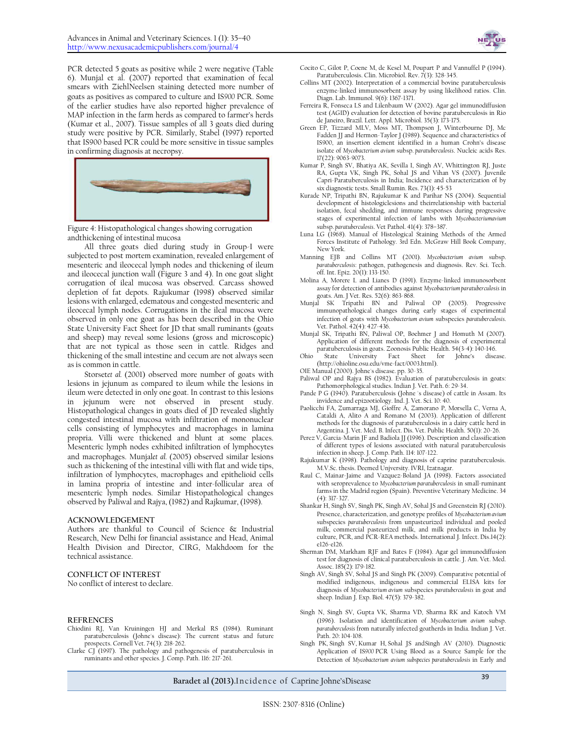PCR detected 5 goats as positive while 2 were negative (Table 6). Munjal et al. (2007) reported that examination of fecal smears with ZiehlNeelsen staining detected more number of goats as positives as compared to culture and IS*900* PCR. Some of the earlier studies have also reported higher prevalence of MAP infection in the farm herds as compared to farmer's herds (Kumar et al., 2007). Tissue samples of all 3 goats died during study were positive by PCR. Similarly, Stabel (1997) reported that IS900 based PCR could be more sensitive in tissue samples in confirming diagnosis at necropsy.

Figure 4: Histopathological changes showing corrugation andthickening of intestinal mucosa

All three goats died during study in Group-I were subjected to post mortem examination, revealed enlargement of mesenteric and ileocecal lymph nodes and thickening of ileum and ileocecal junction wall (Figure 3 and 4). In one goat slight corrugation of ileal mucosa was observed. Carcass showed depletion of fat depots. Rajukumar (1998) observed similar lesions with enlarged, edematous and congested mesenteric and ileocecal lymph nodes. Corrugations in the ileal mucosa were observed in only one goat as has been described in the Ohio State University Fact Sheet for JD that small ruminants (goats and sheep) may reveal some lesions (gross and microscopic) that are not typical as those seen in cattle. Ridges and thickening of the small intestine and cecum are not always seen as is common in cattle.

Storset*et al.* (2001) observed more number of goats with lesions in jejunum as compared to ileum while the lesions in ileum were detected in only one goat. In contrast to this lesions in jejunum were not observed in present study. Histopathological changes in goats died of JD revealed slightly congested intestinal mucosa with infiltration of mononuclear cells consisting of lymphocytes and macrophages in lamina propria. Villi were thickened and blunt at some places. Mesenteric lymph nodes exhibited infiltration of lymphocytes and macrophages. Munjal*et al.* (2005) observed similar lesions such as thickening of the intestinal villi with flat and wide tips, infiltration of lymphocytes, macrophages and epithelioid cells in lamina propria of intestine and inter-follicular area of mesenteric lymph nodes. Similar Histopathological changes observed by Paliwal and Rajya, (1982) and Rajkumar, (1998).

## ACKNOWLEDGEMENT

Authors are thankful to Council of Science & Industrial Research, New Delhi for financial assistance and Head, Animal Health Division and Director, CIRG, Makhdoom for the technical assistance.

## CONFLICT OF INTEREST

No conflict of interest to declare.

## REFRENCES

Chiodini RJ, Van Kruiningen HJ and Merkal RS (1984). Ruminant paratuberculosis (Johne's disease): The current status and future prospects. Cornell Vet. 74(3): 218-262.

Clarke CJ (1997). The pathology and pathogenesis of paratuberculosis in ruminants and other species. J. Comp. Path. 116: 217-261.

Cocito C, Gilot P, Coene M, de Kesel M, Poupart P and Vannuffel P (1994). Paratuberculosis. Clin. Microbiol. Rev. 7(3): 328-345.

Collins MT (2002). Interpretation of a commercial bovine paratuberculosis enzyme-linked immunosorbent assay by using likelihood ratios. Clin. Diagn. Lab. Immunol. 9(6): 1367-1371.

Ferreira R, Fonseca LS and Lilenbaum W (2002). Agar gel immunodiffusion test (AGID) evaluation for detection of bovine paratuberculosis in Rio de Janeiro, Brazil. Lett. Appl. Microbiol. 35(3): 173-175.

Green EP, Tizzard MLV, Moss MT, Thompson J, Winterbourne DJ, Mc Fadden JJ and Hermon-Taylor J (1989). Sequence and characteristics of IS900, an insertion element identified in a human Crohn's disease isolate of *Mycobacterium avium* subsp. *paratuberculosis*. Nucleic acids Res. 17(22): 9063-9073.

Kumar P, Singh SV, Bhatiya AK, Sevilla I, Singh AV, Whittington RJ, Juste RA, Gupta VK, Singh PK, Sohal JS and Vihan VS (2007). Juvenile Capri-Paratuberculosis in India; Incidence and characterization of by six diagnostic tests. Small Rumin. Res. 73(1): 45-53

Kurade NP, Tripathi BN, Rajukumar K and Parihar NS (2004). Sequential development of histologiclesions and theirrelationship with bacterial isolation, fecal shedding, and immune responses during progressive stages of experimental infection of lambs with *Mycobacteriumavium* subsp. *paratuberculosis*. Vet Pathol. 41(4): 378–387.

Luna LG (1968). Manual of Histological Staining Methods of the Armed Forces Institute of Pathology. 3rd Edn. McGraw Hill Book Company, New York.

Manning EJB and Collins MT (2001). *Mycobacterium avium* subsp. *paratuberculosis*: pathogen, pathogenesis and diagnosis. Rev. Sci. Tech. off. Int. Epiz. 20(1): 133-150.

Molina A, Morere L and Lianes D (1991). Enzyme-linked immunosorbent assay for detection of antibodies against *Mycobacterium paratuberculosis* in goats. Am. J. Vet. Res. 52(6): 863-868.

Munjal SK Tripathi BN and Paliwal OP (2005). Progressive immunopathological changes during early stages of experimental infection of goats with *Mycobacterium avium* subspecies *paratuberculosis*. Vet. Pathol. 42(4): 427-436.

Munjal SK, Tripathi BN, Paliwal OP, Boehmer J and Homuth M (2007). Application of different methods for the diagnosis of experimental paratuberculosis in goats. Zoonosis Public Health. 54(3-4): 140-146.

Ohio State University Fact Sheet for Johne's disease. (http://ohioline.osu.edu/vme-fact/0003.html).

OIE Manual (2000). Johne's disease. pp. 30-35.

Paliwal OP and Rajya BS (1982). Evaluation of paratuberculosis in goats: Pathomorphological studies. Indian J. Vet. Path. 6: 29-34.

Pande P G (1940). Paratuberculosis (Johne 's disease) of cattle in Assam. Its invidence and epizootiology. Ind. J. Vet. Sci. 10: 40.

Paolicchi FA, Zumarraga MJ, Gioffre A, Zamorano P, Morsella C, Verna A, Cataldi A, Alito A and Romano M (2003). Application of different methods for the diagnosis of paratuberculosis in a dairy cattle herd in Argentina. J. Vet. Med. B. Infect. Dis. Vet. Public Health. 50(1): 20-26.

Perez V, Garcia-Marin JF and Badiola JJ (1996). Description and classification of different types of lesions associated with natural paratuberculosis infection in sheep. J. Comp. Path. 114: 107-122.

Rajukumar K (1998). Pathology and diagnosis of caprine paratuberculosis. M.V.Sc. thesis. Deemed Unjversity. IVRI, Izatnagar.

Raul C, Mainar-Jaime and Vazquez-Boland JA (1998). Factors associated with seroprevalence to *Mycobacterium paratuberculosis* in small-ruminant farms in the Madrid region (Spain). Preventive Veterinary Medicine. 34 (4): 317-327.

Shankar H, Singh SV, Singh PK, Singh AV, Sohal JS and Greenstein RJ (2010). Presence, characterization, and genotype profiles of *Mycobacterium avium* subspecies *paratuberculosis* from unpasteurized individual and pooled milk, commercial pasteurized milk, and milk products in India by culture, PCR, and PCR-REA methods. International J. Infect. Dis.14(2): e126-e126.

Sherman DM, Markham RJF and Bates F (1984). Agar gel immunodiffusion test for diagnosis of clinical paratuberculosis in cattle. J. Am. Vet. Med. Assoc. 185(2): 179-182.

Singh AV, Singh SV, Sohal JS and Singh PK (2009). Comparative potential of modified indigenous, indigenous and commercial ELISA kits for diagnosis of *Mycobacterium avium* subspecies *paratuberculosis* in goat and sheep. Indian J. Exp. Biol. 47(5): 379-382.

Singh N, Singh SV, Gupta VK, Sharma VD, Sharma RK and Katoch VM (1996). Isolation and identification of *Mycobacterium avium* subsp. *paratuberculosis* from naturally infected goatherds in India. Indian J. Vet. Path. 20: 104-108.

Singh PK, Singh SV, Kumar H, Sohal JS andSingh AV (2010). Diagnostic Application of IS*900* PCR Using Blood as a Source Sample for the Detection of *Mycobacterium avium subspecies paratuberculosis* in Early and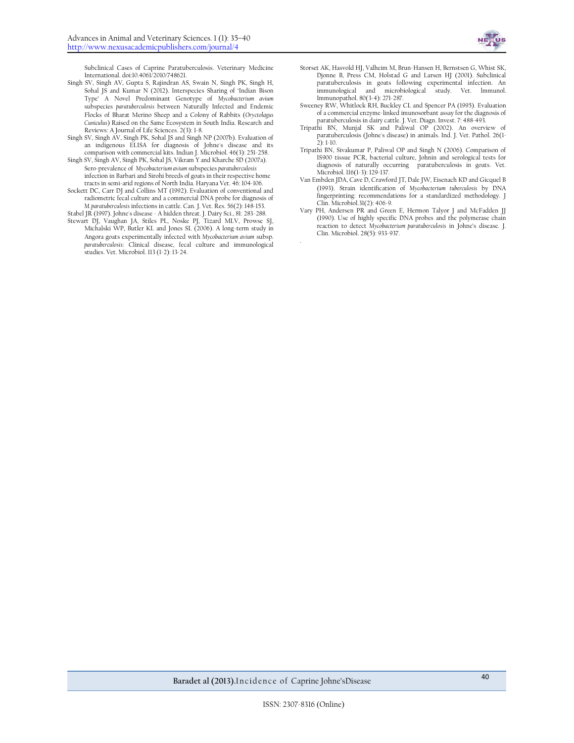Subclinical Cases of Caprine Paratuberculosis. Veterinary Medicine International. doi:10.4061/2010/748621.

Singh SV, Singh AV, Gupta S, Rajindran AS, Swain N, Singh PK, Singh H, Sohal JS and Kumar N (2012). Interspecies Sharing of 'Indian Bison Type' A Novel Predominant Genotype of *Mycobacterium avium* subspecies *paratuberculosis* between Naturally Infected and Endemic Flocks of Bharat Merino Sheep and a Colony of Rabbits (*Oryctolagus Cuniculus*) Raised on the Same Ecosystem in South India. Research and Reviews: A Journal of Life Sciences. 2(3): 1-8.

Singh SV, Singh AV, Singh PK, Sohal JS and Singh NP (2007b). Evaluation of an indigenous ELISA for diagnosis of Johne's disease and its comparison with commercial kits. Indian J. Microbiol. 46(3): 251-258.

Singh SV, Singh AV, Singh PK, Sohal JS, Vikram Y and Kharche SD (2007a). Sero-prevalence of *Mycobacterium avium* subspecies *paratuberculosis* infection in Barbari and Sirohi breeds of goats in their respective home tracts in semi-arid regions of North India. Haryana Vet. 46: 104-106.

Sockett DC, Carr DJ and Collins MT (1992). Evaluation of conventional and radiometric fecal culture and a commercial DNA probe for diagnosis of *M. paratuberculosis* infections in cattle. Can. J. Vet. Res. 56(2): 148-153.

Stabel JR (1997). Johne's disease - A hidden threat. J. Dairy Sci., 81: 283-288.

Stewart DJ, Vaughan JA, Stiles PL, Noske PJ, Tizard MLV, Prowse SJ, Michalski WP, Butler KL and Jones SL (2006). A long-term study in Angora goats experimentally infected with *Mycobacterium avium* subsp. *paratuberculosis*: Clinical disease, fecal culture and immunological studies. Vet. Microbiol. 113 (1-2): 13-24.

Storset AK, Hasvold HJ, Valheim M, Brun-Hansen H, Bernstsen G, Whist SK, Djonne B, Press CM, Holstad G and Larsen HJ (2001). Subclinical paratuberculosis in goats following experimental infection. An immunological and microbiological study. Vet. Immunol. Immunopathol. 80(3-4): 271-287.

Sweeney RW, Whitlock RH, Buckley CL and Spencer PA (1995). Evaluation of a commercial enzyme-linked imunosorbant assay for the diagnosis of paratuberculosis in dairy cattle. J. Vet. Diagn. Invest. 7: 488-493.

Tripathi BN, Munjal SK and Paliwal OP (2002). An overview of paratuberculosis (Johne's disease) in animals. Ind. J. Vet. Pathol. 26(1-2): 1-10.

Tripathi BN, Sivakumar P, Paliwal OP and Singh N (2006). Comparison of IS900 tissue PCR, bacterial culture, Johnin and serological tests for diagnosis of naturally occurring paratuberculosis in goats. Vet. Microbiol. 116(1-3): 129-137.

Van Embden JDA, Cave D, Crawford JT, Dale JW, Eisenach KD and Gicquel B (1993). Strain identification of *Mycobacterium tuberculosis* by DNA fingerprinting: recommendations for a standardized methodology. J Clin. Microbiol.31(2): 406-9.

Vary PH, Andersen PR and Green E, Hermon Talyor J and McFadden JJ (1990). Use of highly specific DNA probes and the polymerase chain reaction to detect *Mycobacterium paratuberculosis* in Johne's disease. J. Clin. Microbiol. 28(5): 933-937.